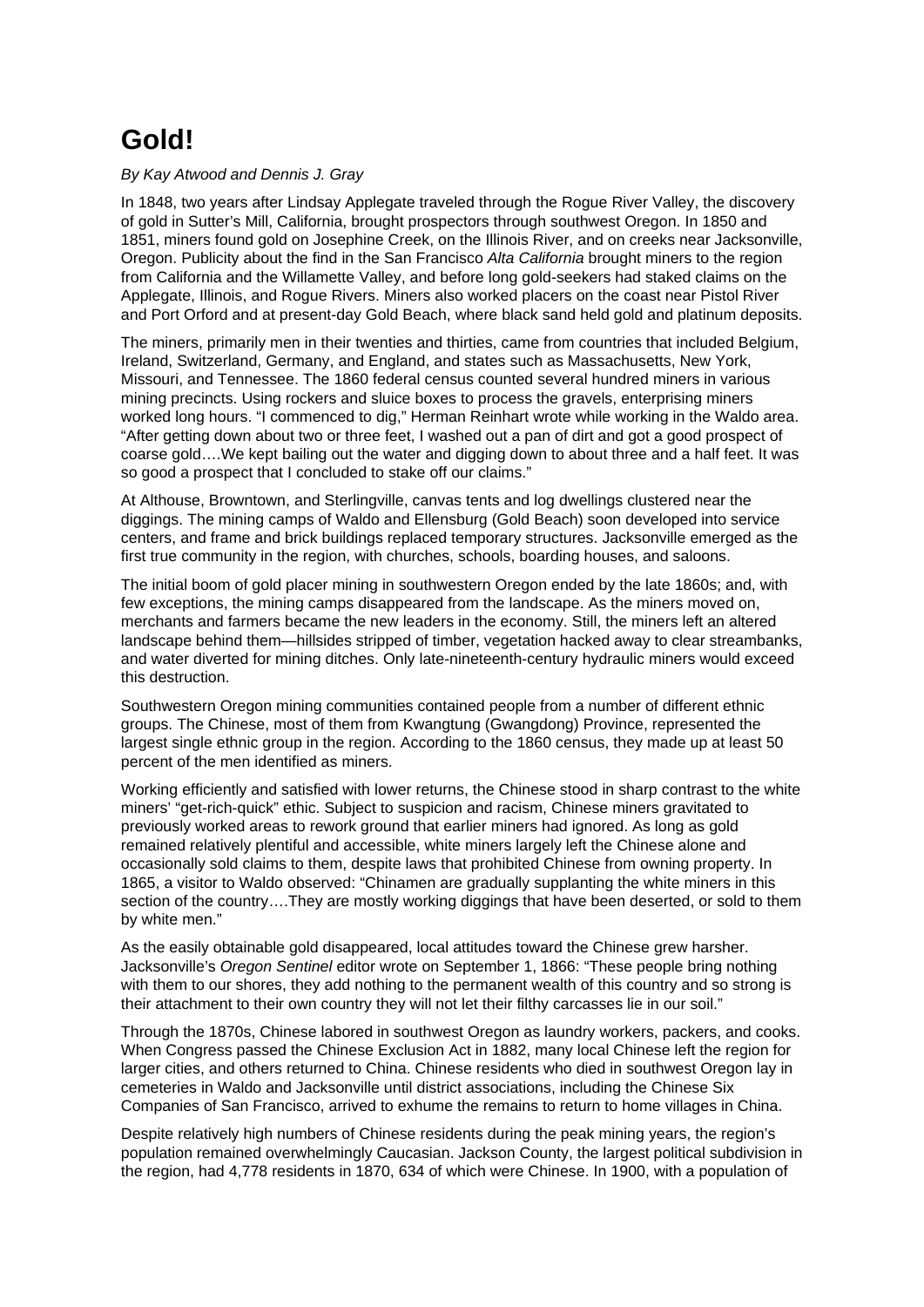# Gold!

*By Kay Atwood and Dennis J. Gray*

In 1848, two years after Lindsay Applegate traveled through the Rogue River Valley, the discovery of gold in Sutter's Mill, California, brought prospectors through southwest Oregon. In 1850 and 1851, miners found gold on Josephine Creek, on the Illinois River, and on creeks near Jacksonville, Oregon. Publicity about the find in the San Francisco *Alta California* brought miners to the region from California and the Willamette Valley, and before long gold-seekers had staked claims on the Applegate, Illinois, and Rogue Rivers. Miners also worked placers on the coast near Pistol River and Port Orford and at present-day Gold Beach, where black sand held gold and platinum deposits.

The miners, primarily men in their twenties and thirties, came from countries that included Belgium, Ireland, Switzerland, Germany, and England, and states such as Massachusetts, New York, Missouri, and Tennessee. The 1860 federal census counted several hundred miners in various mining precincts. Using rockers and sluice boxes to process the gravels, enterprising miners worked long hours. "I commenced to dig," Herman Reinhart wrote while working in the Waldo area. "After getting down about two or three feet, I washed out a pan of dirt and got a good prospect of coarse gold….We kept bailing out the water and digging down to about three and a half feet. It was so good a prospect that I concluded to stake off our claims."

At Althouse, Browntown, and Sterlingville, canvas tents and log dwellings clustered near the diggings. The mining camps of Waldo and Ellensburg (Gold Beach) soon developed into service centers, and frame and brick buildings replaced temporary structures. Jacksonville emerged as the first true community in the region, with churches, schools, boarding houses, and saloons.

The initial boom of gold placer mining in southwestern Oregon ended by the late 1860s; and, with few exceptions, the mining camps disappeared from the landscape. As the miners moved on, merchants and farmers became the new leaders in the economy. Still, the miners left an altered landscape behind them—hillsides stripped of timber, vegetation hacked away to clear streambanks, and water diverted for mining ditches. Only late-nineteenth-century hydraulic miners would exceed this destruction.

Southwestern Oregon mining communities contained people from a number of different ethnic groups. The Chinese, most of them from Kwangtung (Gwangdong) Province, represented the largest single ethnic group in the region. According to the 1860 census, they made up at least 50 percent of the men identified as miners.

Working efficiently and satisfied with lower returns, the Chinese stood in sharp contrast to the white miners' "get-rich-quick" ethic. Subject to suspicion and racism, Chinese miners gravitated to previously worked areas to rework ground that earlier miners had ignored. As long as gold remained relatively plentiful and accessible, white miners largely left the Chinese alone and occasionally sold claims to them, despite laws that prohibited Chinese from owning property. In 1865, a visitor to Waldo observed: "Chinamen are gradually supplanting the white miners in this section of the country….They are mostly working diggings that have been deserted, or sold to them by white men."

As the easily obtainable gold disappeared, local attitudes toward the Chinese grew harsher. Jacksonville's *Oregon Sentinel* editor wrote on September 1, 1866: "These people bring nothing with them to our shores, they add nothing to the permanent wealth of this country and so strong is their attachment to their own country they will not let their filthy carcasses lie in our soil."

Through the 1870s, Chinese labored in southwest Oregon as laundry workers, packers, and cooks. When Congress passed the Chinese Exclusion Act in 1882, many local Chinese left the region for larger cities, and others returned to China. Chinese residents who died in southwest Oregon lay in cemeteries in Waldo and Jacksonville until district associations, including the Chinese Six Companies of San Francisco, arrived to exhume the remains to return to home villages in China.

Despite relatively high numbers of Chinese residents during the peak mining years, the region's population remained overwhelmingly Caucasian. Jackson County, the largest political subdivision in the region, had 4,778 residents in 1870, 634 of which were Chinese. In 1900, with a population of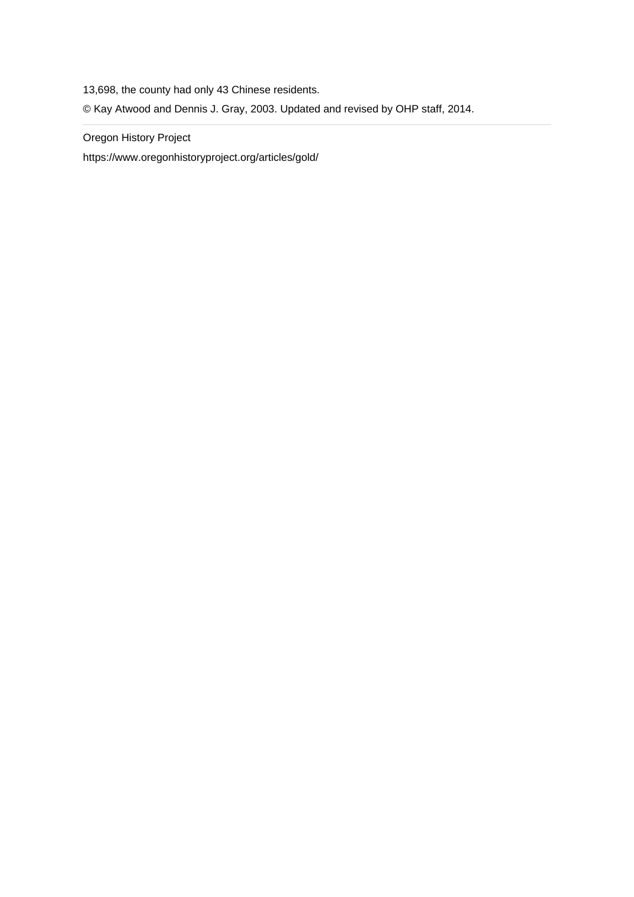13,698, the county had only 43 Chinese residents.

© Kay Atwood and Dennis J. Gray, 2003. Updated and revised by OHP staff, 2014.

---

Oregon History Project

https://www.oregonhistoryproject.org/articles/gold/